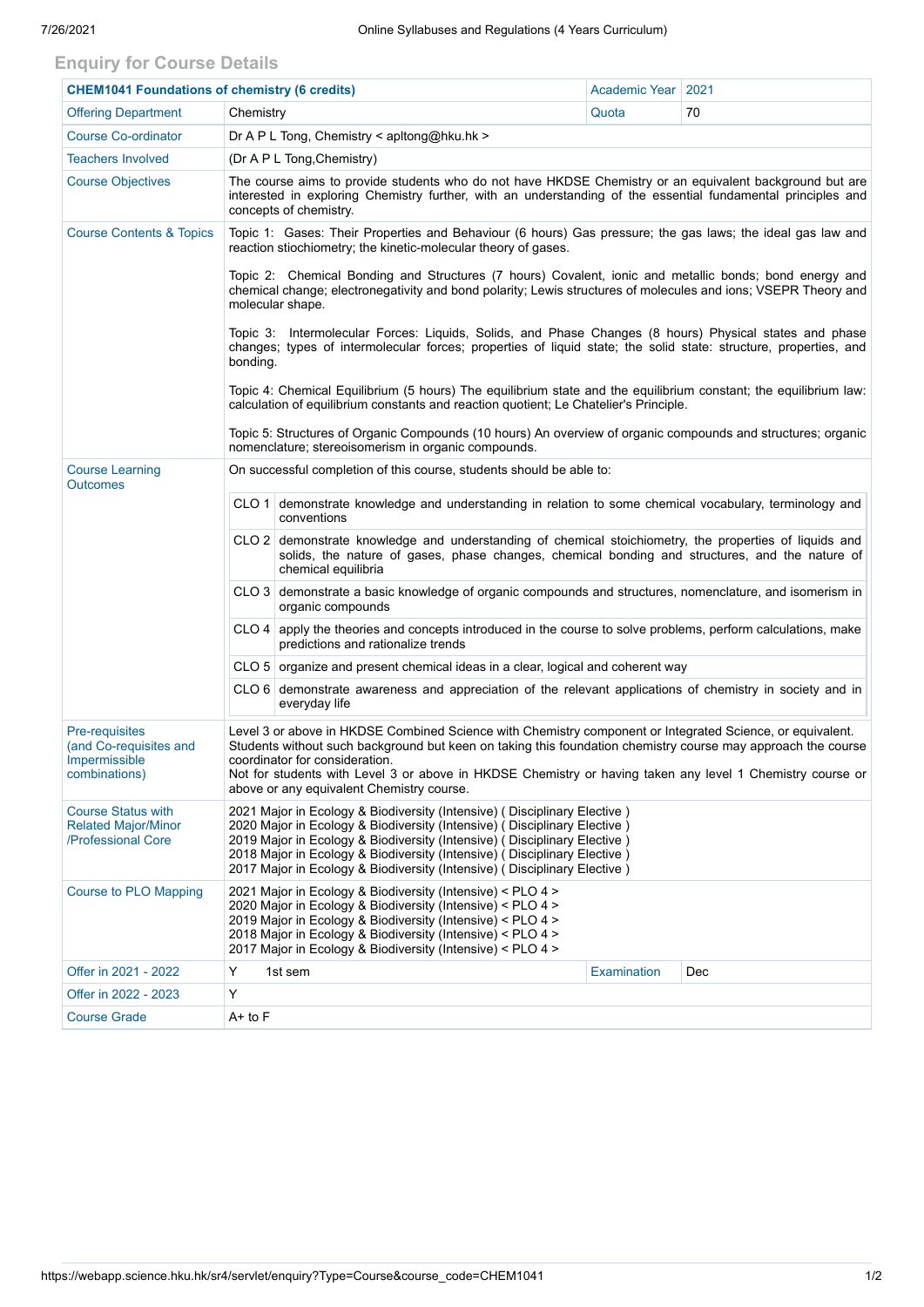## Enquiry for Course Details

| CHEM1041 Foundations of chemistry (6 credits) | | Academic Year | 2021 |
|---|---|---|---|
| Offering Department | Chemistry | Quota | 70 |
| Course Co-ordinator | Dr A P L Tong, Chemistry < apltong@hku.hk > | | |
| Teachers Involved | (Dr A P L Tong,Chemistry) | | |
| Course Objectives | The course aims to provide students who do not have HKDSE Chemistry or an equivalent background but are interested in exploring Chemistry further, with an understanding of the essential fundamental principles and concepts of chemistry. | | |
| Course Contents & Topics | Topic 1: Gases: Their Properties and Behaviour (6 hours) Gas pressure; the gas laws; the ideal gas law and reaction stiochiometry; the kinetic-molecular theory of gases.<br><br>Topic 2: Chemical Bonding and Structures (7 hours) Covalent, ionic and metallic bonds; bond energy and chemical change; electronegativity and bond polarity; Lewis structures of molecules and ions; VSEPR Theory and molecular shape.<br><br>Topic 3: Intermolecular Forces: Liquids, Solids, and Phase Changes (8 hours) Physical states and phase changes; types of intermolecular forces; properties of liquid state; the solid state: structure, properties, and bonding.<br><br>Topic 4: Chemical Equilibrium (5 hours) The equilibrium state and the equilibrium constant; the equilibrium law: calculation of equilibrium constants and reaction quotient; Le Chatelier's Principle.<br><br>Topic 5: Structures of Organic Compounds (10 hours) An overview of organic compounds and structures; organic nomenclature; stereoisomerism in organic compounds. | | |
| Course Learning Outcomes | On successful completion of this course, students should be able to:<br><br>CLO 1 demonstrate knowledge and understanding in relation to some chemical vocabulary, terminology and conventions<br><br>CLO 2 demonstrate knowledge and understanding of chemical stoichiometry, the properties of liquids and solids, the nature of gases, phase changes, chemical bonding and structures, and the nature of chemical equilibria<br><br>CLO 3 demonstrate a basic knowledge of organic compounds and structures, nomenclature, and isomerism in organic compounds<br><br>CLO 4 apply the theories and concepts introduced in the course to solve problems, perform calculations, make predictions and rationalize trends<br><br>CLO 5 organize and present chemical ideas in a clear, logical and coherent way<br><br>CLO 6 demonstrate awareness and appreciation of the relevant applications of chemistry in society and in everyday life | | |
| Pre-requisites (and Co-requisites and Impermissible combinations) | Level 3 or above in HKDSE Combined Science with Chemistry component or Integrated Science, or equivalent. Students without such background but keen on taking this foundation chemistry course may approach the course coordinator for consideration.<br>Not for students with Level 3 or above in HKDSE Chemistry or having taken any level 1 Chemistry course or above or any equivalent Chemistry course. | | |
| Course Status with Related Major/Minor /Professional Core | 2021 Major in Ecology & Biodiversity (Intensive) ( Disciplinary Elective )<br>2020 Major in Ecology & Biodiversity (Intensive) ( Disciplinary Elective )<br>2019 Major in Ecology & Biodiversity (Intensive) ( Disciplinary Elective )<br>2018 Major in Ecology & Biodiversity (Intensive) ( Disciplinary Elective )<br>2017 Major in Ecology & Biodiversity (Intensive) ( Disciplinary Elective ) | | |
| Course to PLO Mapping | 2021 Major in Ecology & Biodiversity (Intensive) < PLO 4 ><br>2020 Major in Ecology & Biodiversity (Intensive) < PLO 4 ><br>2019 Major in Ecology & Biodiversity (Intensive) < PLO 4 ><br>2018 Major in Ecology & Biodiversity (Intensive) < PLO 4 ><br>2017 Major in Ecology & Biodiversity (Intensive) < PLO 4 > | | |
| Offer in 2021 - 2022 | Y 1st sem | Examination | Dec |
| Offer in 2022 - 2023 | Y | | |
| Course Grade | A+ to F | | |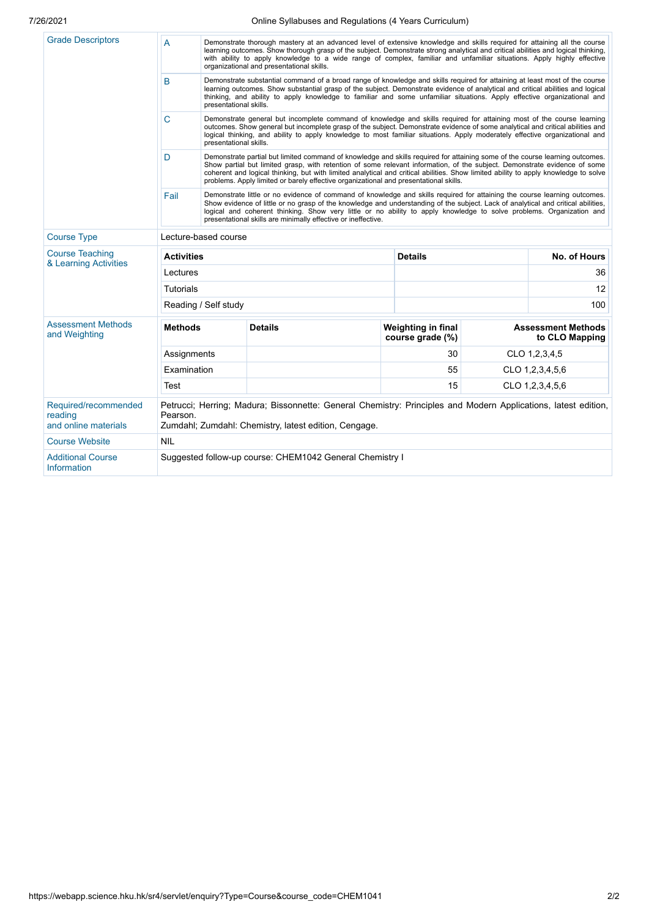| | | |
|---|---|---|
| Grade Descriptors | A | Demonstrate thorough mastery at an advanced level of extensive knowledge and skills required for attaining all the course learning outcomes. Show thorough grasp of the subject. Demonstrate strong analytical and critical abilities and logical thinking, with ability to apply knowledge to a wide range of complex, familiar and unfamiliar situations. Apply highly effective organizational and presentational skills. |
| | B | Demonstrate substantial command of a broad range of knowledge and skills required for attaining at least most of the course learning outcomes. Show substantial grasp of the subject. Demonstrate evidence of analytical and critical abilities and logical thinking, and ability to apply knowledge to familiar and some unfamiliar situations. Apply effective organizational and presentational skills. |
| | C | Demonstrate general but incomplete command of knowledge and skills required for attaining most of the course learning outcomes. Show general but incomplete grasp of the subject. Demonstrate evidence of some analytical and critical abilities and logical thinking, and ability to apply knowledge to most familiar situations. Apply moderately effective organizational and presentational skills. |
| | D | Demonstrate partial but limited command of knowledge and skills required for attaining some of the course learning outcomes. Show partial but limited grasp, with retention of some relevant information, of the subject. Demonstrate evidence of some coherent and logical thinking, but with limited analytical and critical abilities. Show limited ability to apply knowledge to solve problems. Apply limited or barely effective organizational and presentational skills. |
| | Fail | Demonstrate little or no evidence of command of knowledge and skills required for attaining the course learning outcomes. Show evidence of little or no grasp of the knowledge and understanding of the subject. Lack of analytical and critical abilities, logical and coherent thinking. Show very little or no ability to apply knowledge to solve problems. Organization and presentational skills are minimally effective or ineffective. |

**Course Type:** Lecture-based course

**Course Teaching & Learning Activities**

| Activities | Details | No. of Hours |
|---|---|---|
| Lectures | | 36 |
| Tutorials | | 12 |
| Reading / Self study | | 100 |

**Assessment Methods and Weighting**

| Methods | Details | Weighting in final course grade (%) | Assessment Methods to CLO Mapping |
|---|---|---|---|
| Assignments | | 30 | CLO 1,2,3,4,5 |
| Examination | | 55 | CLO 1,2,3,4,5,6 |
| Test | | 15 | CLO 1,2,3,4,5,6 |

**Required/recommended reading and online materials**

Petrucci; Herring; Madura; Bissonnette: General Chemistry: Principles and Modern Applications, latest edition, Pearson.
Zumdahl; Zumdahl: Chemistry, latest edition, Cengage.

**Course Website:** NIL

**Additional Course Information:** Suggested follow-up course: CHEM1042 General Chemistry I